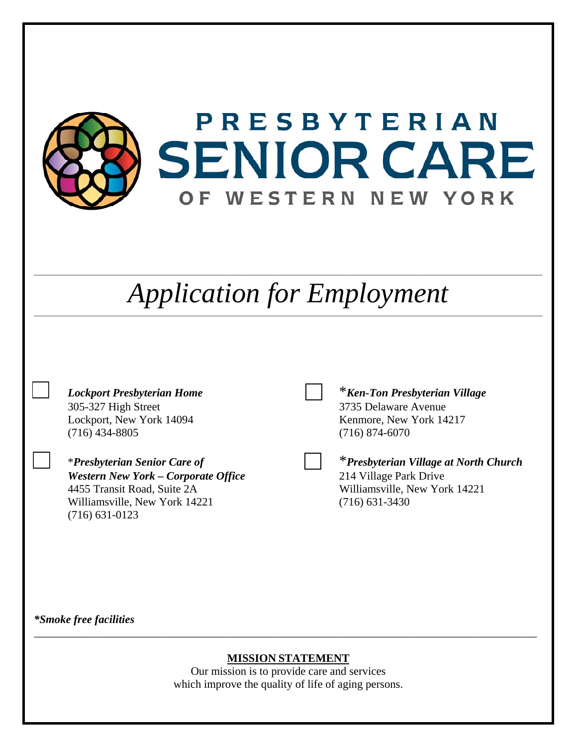# PRESBYTERIAN SENIOR CARE OF WESTERN NEW YORK

## *Application for Employment*

☐ ***Lockport Presbyterian Home***
305-327 High Street
Lockport, New York 14094
(716) 434-8805

☐ *\****Presbyterian Senior Care of Western New York – Corporate Office***
4455 Transit Road, Suite 2A
Williamsville, New York 14221
(716) 631-0123

☐ *\****Ken-Ton Presbyterian Village***
3735 Delaware Avenue
Kenmore, New York 14217
(716) 874-6070

☐ *\****Presbyterian Village at North Church***
214 Village Park Drive
Williamsville, New York 14221
(716) 631-3430

***\*Smoke free facilities***

---

**MISSION STATEMENT**

Our mission is to provide care and services which improve the quality of life of aging persons.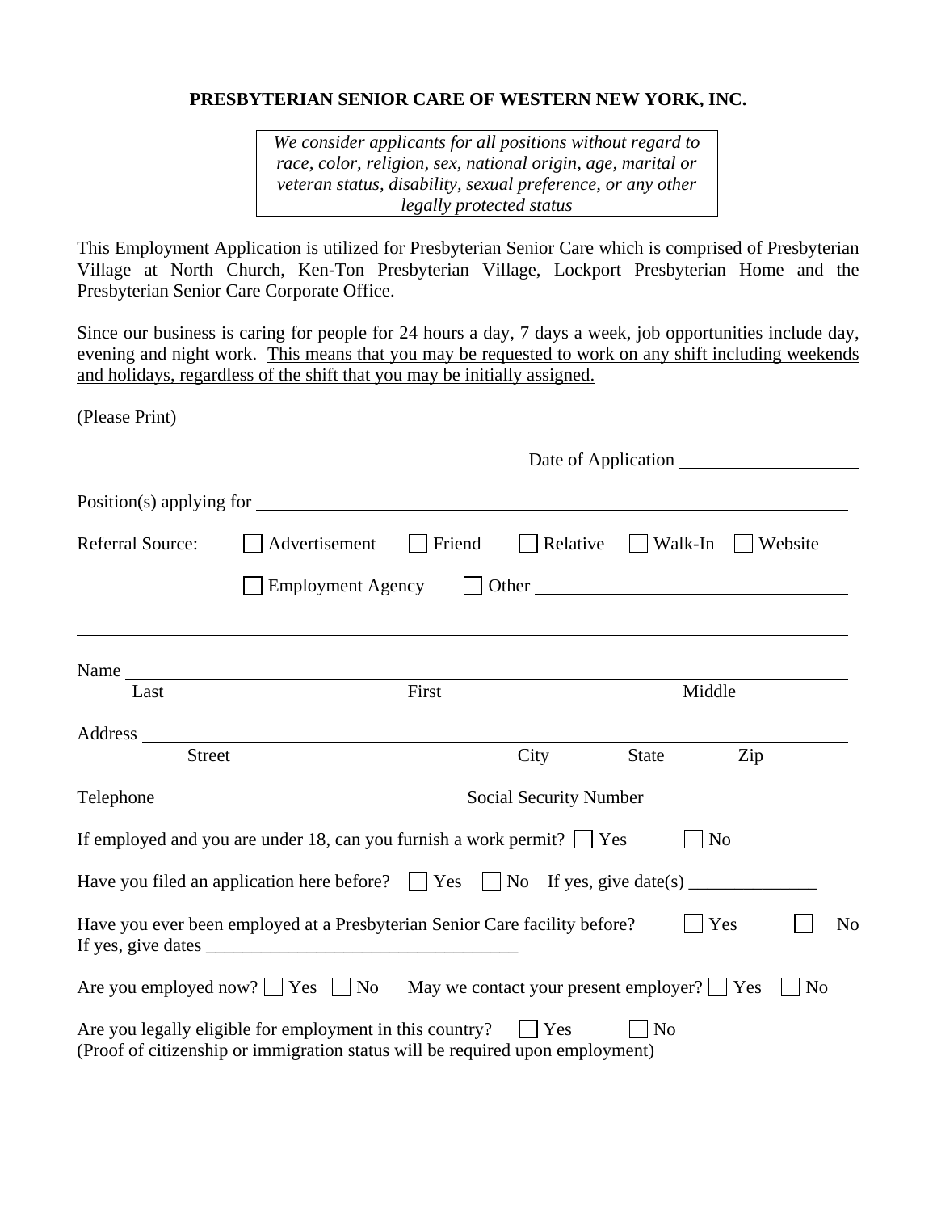**PRESBYTERIAN SENIOR CARE OF WESTERN NEW YORK, INC.**

> *We consider applicants for all positions without regard to race, color, religion, sex, national origin, age, marital or veteran status, disability, sexual preference, or any other legally protected status*

This Employment Application is utilized for Presbyterian Senior Care which is comprised of Presbyterian Village at North Church, Ken-Ton Presbyterian Village, Lockport Presbyterian Home and the Presbyterian Senior Care Corporate Office.

Since our business is caring for people for 24 hours a day, 7 days a week, job opportunities include day, evening and night work. <u>This means that you may be requested to work on any shift including weekends and holidays, regardless of the shift that you may be initially assigned.</u>

(Please Print)

Date of Application ____________________

Position(s) applying for ______________________________________________

Referral Source: ☐ Advertisement ☐ Friend ☐ Relative ☐ Walk-In ☐ Website

☐ Employment Agency ☐ Other ______________________________

---

Name ______________________________________________
Last First Middle

Address ______________________________________________
Street City State Zip

Telephone ______________________ Social Security Number ______________________

If employed and you are under 18, can you furnish a work permit? ☐ Yes ☐ No

Have you filed an application here before? ☐ Yes ☐ No If yes, give date(s) ______________

Have you ever been employed at a Presbyterian Senior Care facility before? ☐ Yes ☐ No
If yes, give dates ___________________________________

Are you employed now? ☐ Yes ☐ No May we contact your present employer? ☐ Yes ☐ No

Are you legally eligible for employment in this country? ☐ Yes ☐ No
(Proof of citizenship or immigration status will be required upon employment)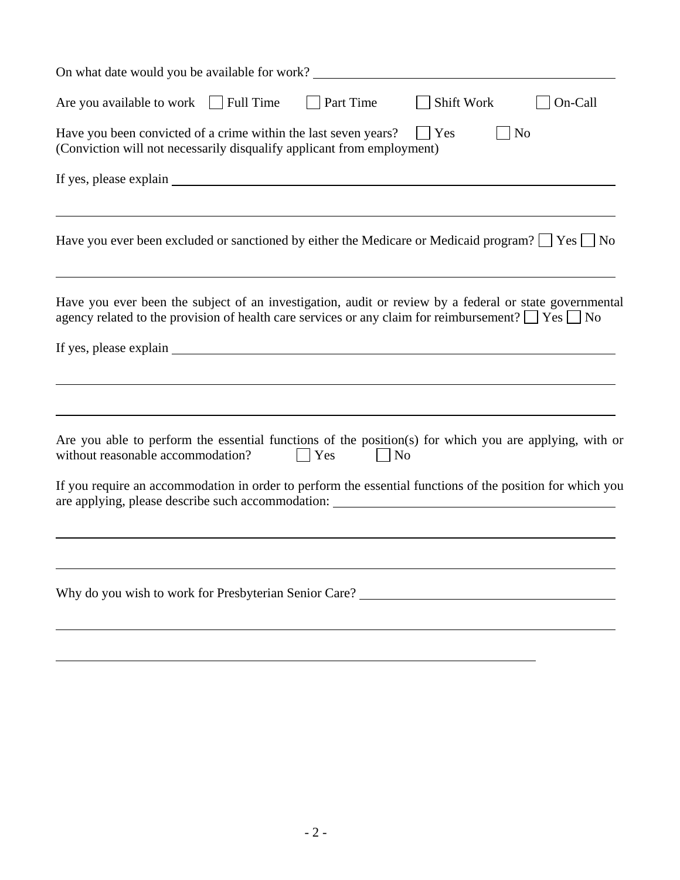On what date would you be available for work? ______________________________

Are you available to work ☐ Full Time ☐ Part Time ☐ Shift Work ☐ On-Call

Have you been convicted of a crime within the last seven years? ☐ Yes ☐ No
(Conviction will not necessarily disqualify applicant from employment)

If yes, please explain ______________________________

______________________________

Have you ever been excluded or sanctioned by either the Medicare or Medicaid program? ☐ Yes ☐ No

______________________________

Have you ever been the subject of an investigation, audit or review by a federal or state governmental agency related to the provision of health care services or any claim for reimbursement? ☐ Yes ☐ No

If yes, please explain ______________________________

______________________________

______________________________

Are you able to perform the essential functions of the position(s) for which you are applying, with or without reasonable accommodation? ☐ Yes ☐ No

If you require an accommodation in order to perform the essential functions of the position for which you are applying, please describe such accommodation: ______________________________

______________________________

______________________________

Why do you wish to work for Presbyterian Senior Care? ______________________________

______________________________

______________________________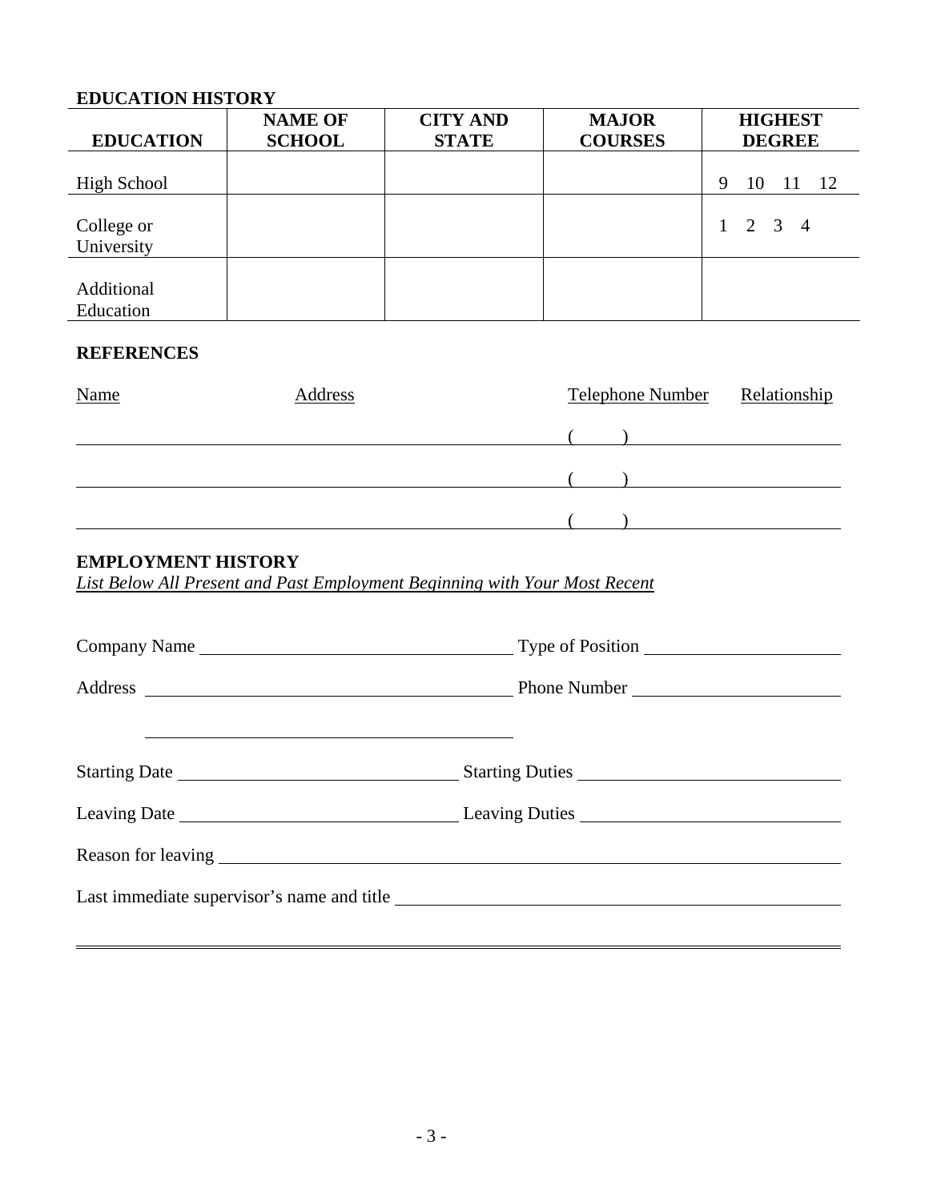## EDUCATION HISTORY

| EDUCATION | NAME OF SCHOOL | CITY AND STATE | MAJOR COURSES | HIGHEST DEGREE |
|---|---|---|---|---|
| High School | | | | 9 10 11 12 |
| College or University | | | | 1 2 3 4 |
| Additional Education | | | | |

## REFERENCES

| Name | Address | Telephone Number | Relationship |
|---|---|---|---|
| | | ( ) | |
| | | ( ) | |
| | | ( ) | |

## EMPLOYMENT HISTORY

*List Below All Present and Past Employment Beginning with Your Most Recent*

Company Name ______________________ Type of Position ______________________

Address ______________________ Phone Number ______________________

______________________

Starting Date ______________________ Starting Duties ______________________

Leaving Date ______________________ Leaving Duties ______________________

Reason for leaving ______________________

Last immediate supervisor's name and title ______________________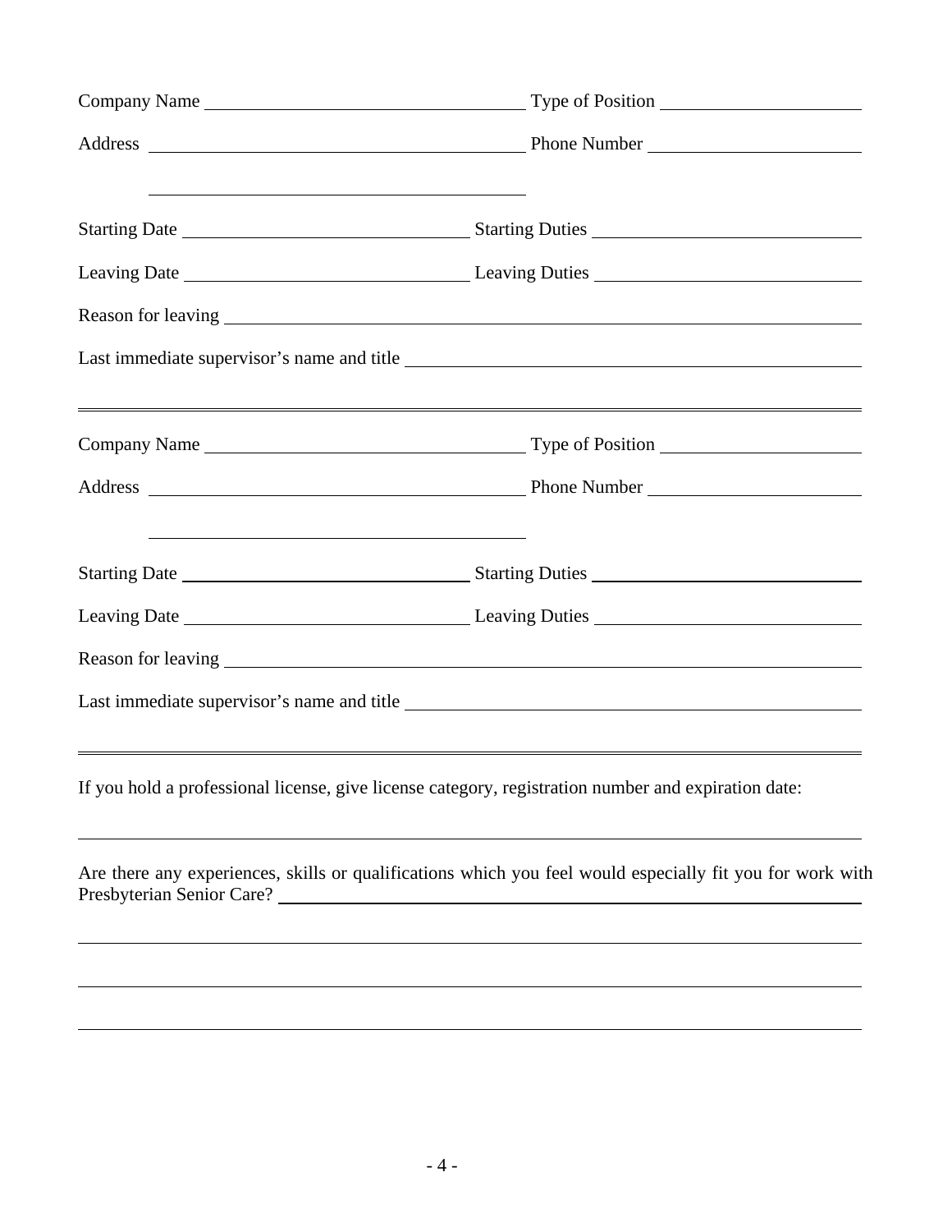Company Name ______________________________ Type of Position ____________________

Address ____________________________________ Phone Number ____________________

____________________________________

Starting Date ___________________________ Starting Duties ________________________

Leaving Date ___________________________ Leaving Duties ________________________

Reason for leaving ______________________________________________________________

Last immediate supervisor's name and title __________________________________________

---

Company Name ______________________________ Type of Position ____________________

Address ____________________________________ Phone Number ____________________

____________________________________

Starting Date ___________________________ Starting Duties ________________________

Leaving Date ___________________________ Leaving Duties ________________________

Reason for leaving ______________________________________________________________

Last immediate supervisor's name and title __________________________________________

---

If you hold a professional license, give license category, registration number and expiration date:

_____________________________________________________________________________

Are there any experiences, skills or qualifications which you feel would especially fit you for work with Presbyterian Senior Care? ______________________________________________________

_____________________________________________________________________________

_____________________________________________________________________________

_____________________________________________________________________________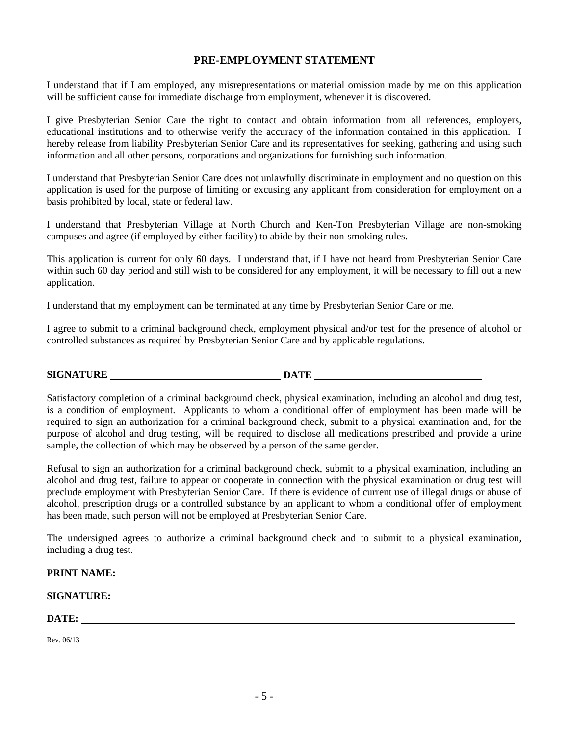## PRE-EMPLOYMENT STATEMENT

I understand that if I am employed, any misrepresentations or material omission made by me on this application will be sufficient cause for immediate discharge from employment, whenever it is discovered.

I give Presbyterian Senior Care the right to contact and obtain information from all references, employers, educational institutions and to otherwise verify the accuracy of the information contained in this application. I hereby release from liability Presbyterian Senior Care and its representatives for seeking, gathering and using such information and all other persons, corporations and organizations for furnishing such information.

I understand that Presbyterian Senior Care does not unlawfully discriminate in employment and no question on this application is used for the purpose of limiting or excusing any applicant from consideration for employment on a basis prohibited by local, state or federal law.

I understand that Presbyterian Village at North Church and Ken-Ton Presbyterian Village are non-smoking campuses and agree (if employed by either facility) to abide by their non-smoking rules.

This application is current for only 60 days. I understand that, if I have not heard from Presbyterian Senior Care within such 60 day period and still wish to be considered for any employment, it will be necessary to fill out a new application.

I understand that my employment can be terminated at any time by Presbyterian Senior Care or me.

I agree to submit to a criminal background check, employment physical and/or test for the presence of alcohol or controlled substances as required by Presbyterian Senior Care and by applicable regulations.

**SIGNATURE** ______________________________ **DATE** ______________________________

Satisfactory completion of a criminal background check, physical examination, including an alcohol and drug test, is a condition of employment. Applicants to whom a conditional offer of employment has been made will be required to sign an authorization for a criminal background check, submit to a physical examination and, for the purpose of alcohol and drug testing, will be required to disclose all medications prescribed and provide a urine sample, the collection of which may be observed by a person of the same gender.

Refusal to sign an authorization for a criminal background check, submit to a physical examination, including an alcohol and drug test, failure to appear or cooperate in connection with the physical examination or drug test will preclude employment with Presbyterian Senior Care. If there is evidence of current use of illegal drugs or abuse of alcohol, prescription drugs or a controlled substance by an applicant to whom a conditional offer of employment has been made, such person will not be employed at Presbyterian Senior Care.

The undersigned agrees to authorize a criminal background check and to submit to a physical examination, including a drug test.

**PRINT NAME:** ______________________________________________

**SIGNATURE:** ______________________________________________

**DATE:** ______________________________________________

Rev. 06/13